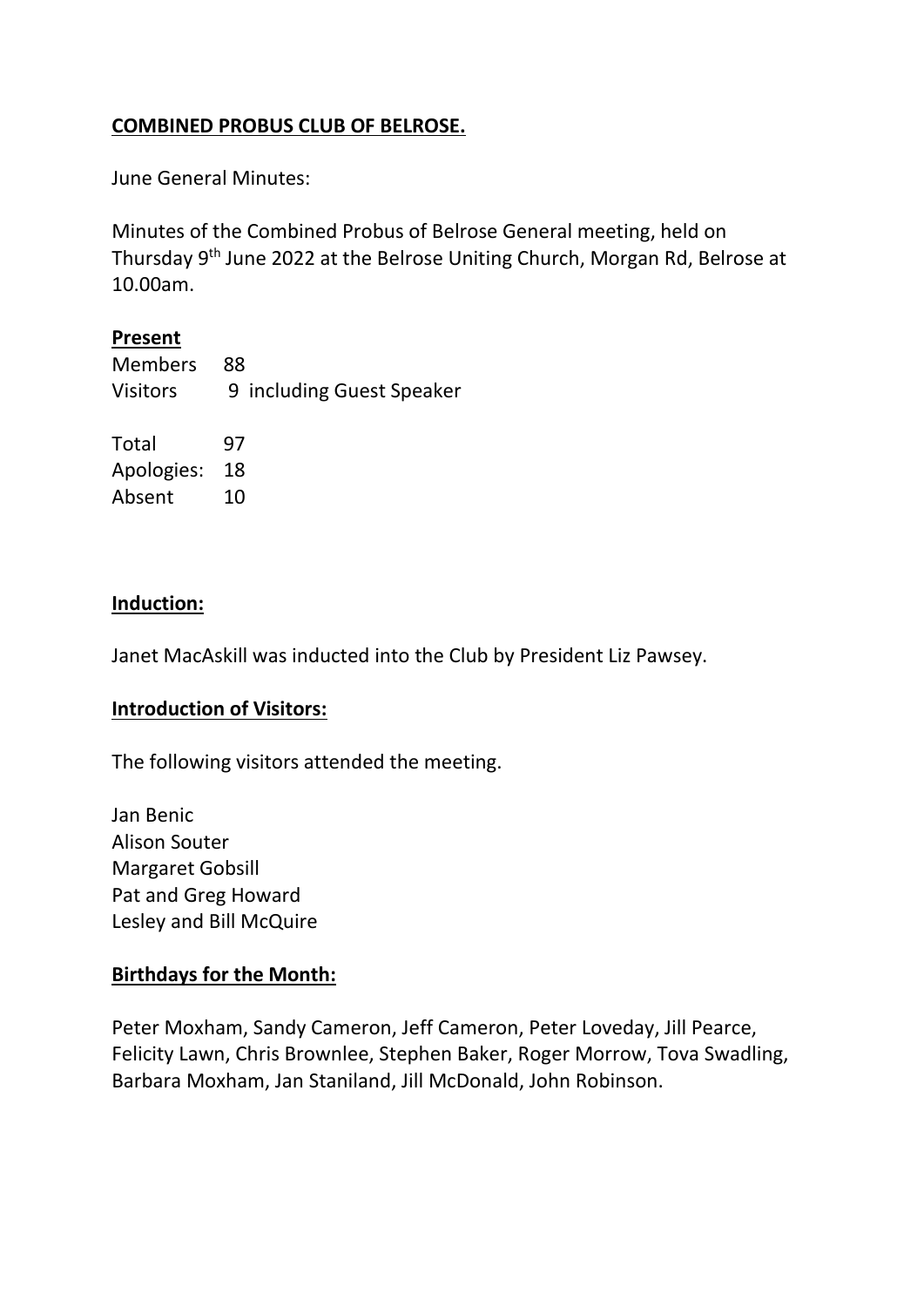**COMBINED PROBUS CLUB OF BELROSE.**

June General Minutes:

Minutes of the Combined Probus of Belrose General meeting, held on Thursday 9th June 2022 at the Belrose Uniting Church, Morgan Rd, Belrose at 10.00am.

**Present**

| | |
|---|---|
| Members | 88 |
| Visitors | 9 including Guest Speaker |
| Total | 97 |
| Apologies: | 18 |
| Absent | 10 |

**Induction:**

Janet MacAskill was inducted into the Club by President Liz Pawsey.

**Introduction of Visitors:**

The following visitors attended the meeting.

Jan Benic
Alison Souter
Margaret Gobsill
Pat and Greg Howard
Lesley and Bill McQuire

**Birthdays for the Month:**

Peter Moxham, Sandy Cameron, Jeff Cameron, Peter Loveday, Jill Pearce, Felicity Lawn, Chris Brownlee, Stephen Baker, Roger Morrow, Tova Swadling, Barbara Moxham, Jan Staniland, Jill McDonald, John Robinson.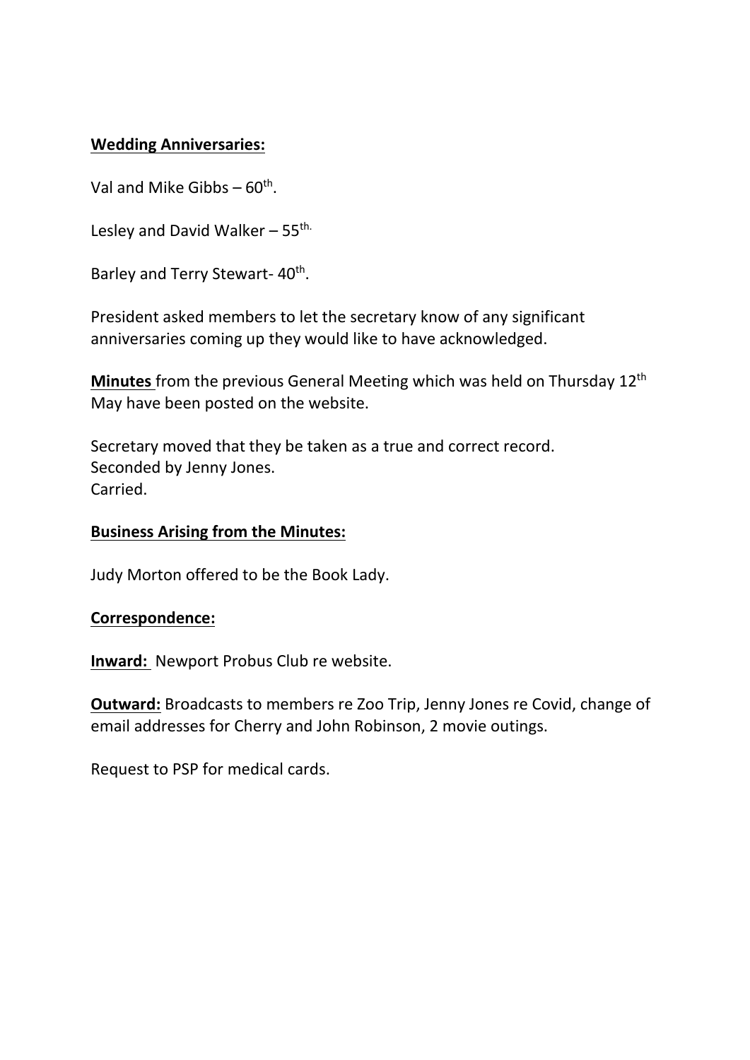**Wedding Anniversaries:**

Val and Mike Gibbs – 60th.

Lesley and David Walker – 55th.

Barley and Terry Stewart- 40th.

President asked members to let the secretary know of any significant anniversaries coming up they would like to have acknowledged.

**Minutes** from the previous General Meeting which was held on Thursday 12th May have been posted on the website.

Secretary moved that they be taken as a true and correct record.
Seconded by Jenny Jones.
Carried.

**Business Arising from the Minutes:**

Judy Morton offered to be the Book Lady.

**Correspondence:**

**Inward:** Newport Probus Club re website.

**Outward:** Broadcasts to members re Zoo Trip, Jenny Jones re Covid, change of email addresses for Cherry and John Robinson, 2 movie outings.

Request to PSP for medical cards.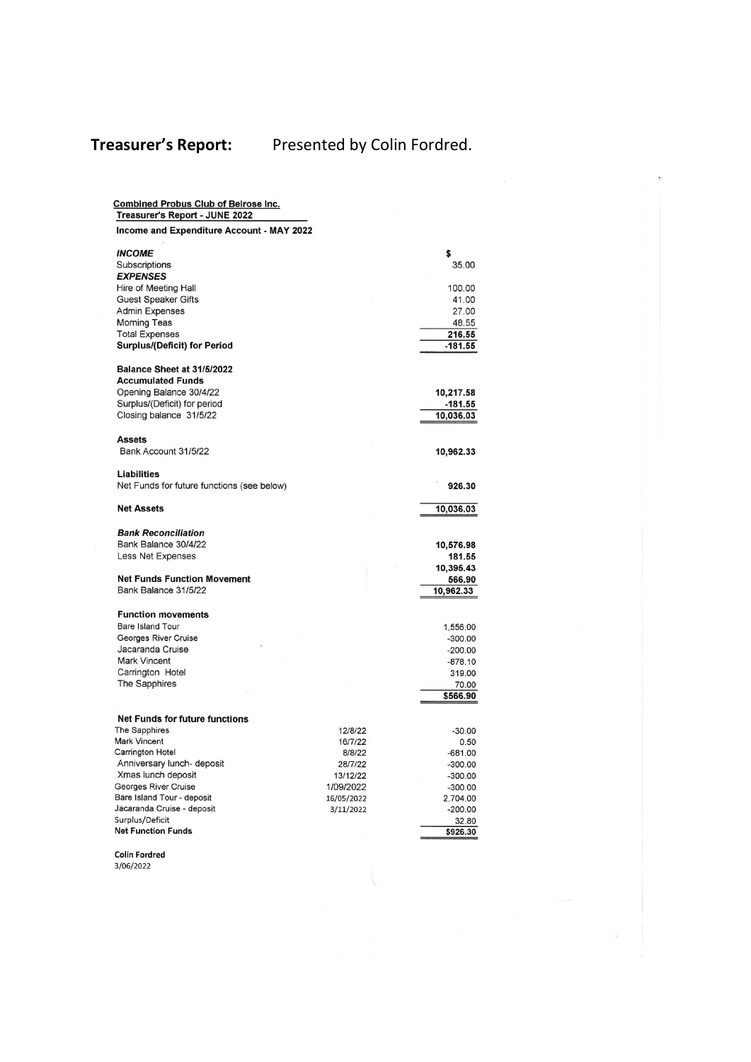**Treasurer's Report:** Presented by Colin Fordred.

**Combined Probus Club of Belrose Inc.**
**Treasurer's Report - JUNE 2022**

**Income and Expenditure Account - MAY 2022**

| | $ |
|---|---|
| ***INCOME*** | |
| Subscriptions | 35.00 |
| ***EXPENSES*** | |
| Hire of Meeting Hall | 100.00 |
| Guest Speaker Gifts | 41.00 |
| Admin Expenses | 27.00 |
| Morning Teas | 48.55 |
| Total Expenses | **216.55** |
| **Surplus/(Deficit) for Period** | **-181.55** |

**Balance Sheet at 31/5/2022**

| **Accumulated Funds** | |
|---|---|
| Opening Balance 30/4/22 | **10,217.58** |
| Surplus/(Deficit) for period | **-181.55** |
| Closing balance 31/5/22 | **10,036.03** |
| **Assets** | |
| Bank Account 31/5/22 | **10,962.33** |
| **Liabilities** | |
| Net Funds for future functions (see below) | **926.30** |
| **Net Assets** | **10,036.03** |

| ***Bank Reconciliation*** | |
|---|---|
| Bank Balance 30/4/22 | **10,576.98** |
| Less Net Expenses | **181.55** |
| | **10,395.43** |
| **Net Funds Function Movement** | **566.90** |
| Bank Balance 31/5/22 | **10,962.33** |

| **Function movements** | |
|---|---|
| Bare Island Tour | 1,556.00 |
| Georges River Cruise | -300.00 |
| Jacaranda Cruise | -200.00 |
| Mark Vincent | -878.10 |
| Carrington Hotel | 319.00 |
| The Sapphires | 70.00 |
| | **$566.90** |

| **Net Funds for future functions** | | |
|---|---|---|
| The Sapphires | 12/8/22 | -30.00 |
| Mark Vincent | 16/7/22 | 0.50 |
| Carrington Hotel | 8/8/22 | -681.00 |
| Anniversary lunch- deposit | 28/7/22 | -300.00 |
| Xmas lunch deposit | 13/12/22 | -300.00 |
| Georges River Cruise | 1/09/2022 | -300.00 |
| Bare Island Tour - deposit | 16/05/2022 | 2,704.00 |
| Jacaranda Cruise - deposit | 3/11/2022 | -200.00 |
| Surplus/Deficit | | 32.80 |
| **Net Function Funds** | | **$926.30** |

**Colin Fordred**
3/06/2022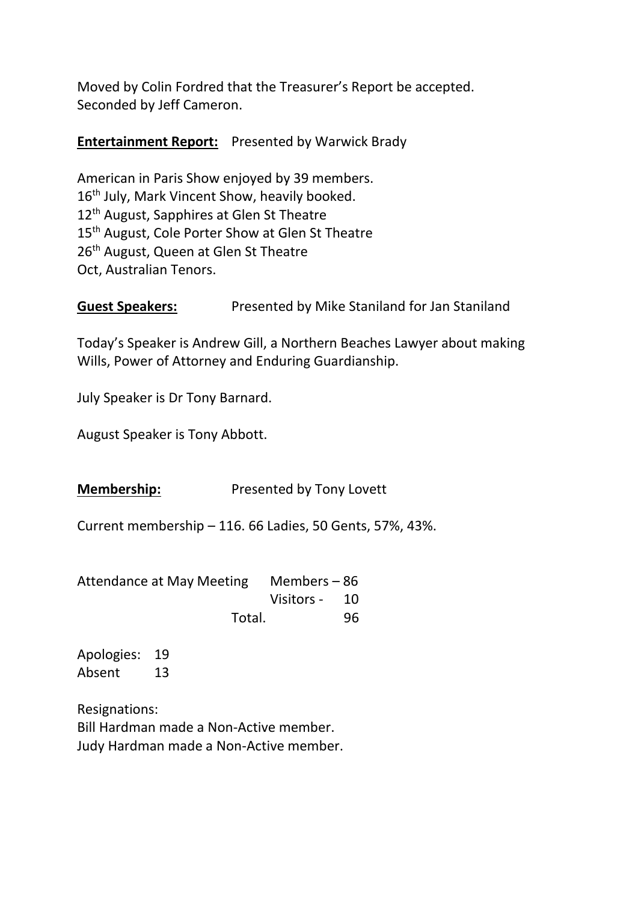Moved by Colin Fordred that the Treasurer's Report be accepted.
Seconded by Jeff Cameron.

**Entertainment Report:** Presented by Warwick Brady

American in Paris Show enjoyed by 39 members.
16th July, Mark Vincent Show, heavily booked.
12th August, Sapphires at Glen St Theatre
15th August, Cole Porter Show at Glen St Theatre
26th August, Queen at Glen St Theatre
Oct, Australian Tenors.

**Guest Speakers:** Presented by Mike Staniland for Jan Staniland

Today's Speaker is Andrew Gill, a Northern Beaches Lawyer about making Wills, Power of Attorney and Enduring Guardianship.

July Speaker is Dr Tony Barnard.

August Speaker is Tony Abbott.

**Membership:** Presented by Tony Lovett

Current membership – 116. 66 Ladies, 50 Gents, 57%, 43%.

| Attendance at May Meeting | | |
|---|---|---|
| | Members – | 86 |
| | Visitors - | 10 |
| Total. | | 96 |

Apologies: 19
Absent 13

Resignations:
Bill Hardman made a Non-Active member.
Judy Hardman made a Non-Active member.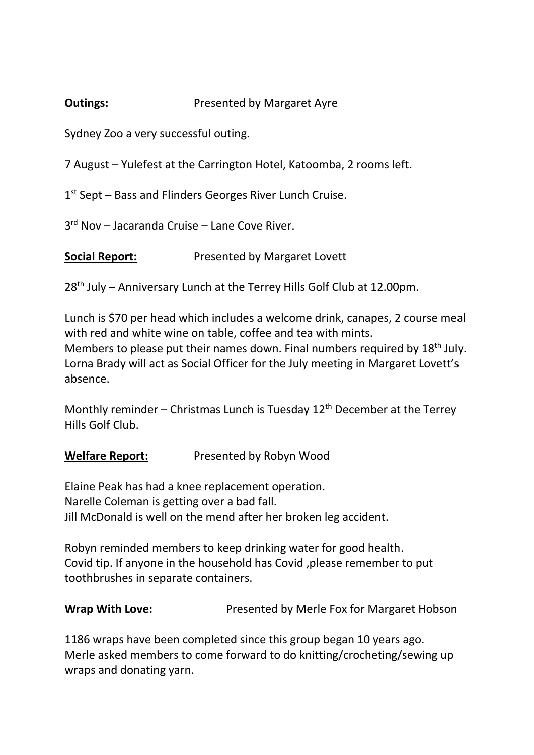**Outings:** Presented by Margaret Ayre

Sydney Zoo a very successful outing.

7 August – Yulefest at the Carrington Hotel, Katoomba, 2 rooms left.

1st Sept – Bass and Flinders Georges River Lunch Cruise.

3rd Nov – Jacaranda Cruise – Lane Cove River.

**Social Report:** Presented by Margaret Lovett

28th July – Anniversary Lunch at the Terrey Hills Golf Club at 12.00pm.

Lunch is $70 per head which includes a welcome drink, canapes, 2 course meal with red and white wine on table, coffee and tea with mints.
Members to please put their names down. Final numbers required by 18th July.
Lorna Brady will act as Social Officer for the July meeting in Margaret Lovett's absence.

Monthly reminder – Christmas Lunch is Tuesday 12th December at the Terrey Hills Golf Club.

**Welfare Report:** Presented by Robyn Wood

Elaine Peak has had a knee replacement operation.
Narelle Coleman is getting over a bad fall.
Jill McDonald is well on the mend after her broken leg accident.

Robyn reminded members to keep drinking water for good health.
Covid tip. If anyone in the household has Covid ,please remember to put toothbrushes in separate containers.

**Wrap With Love:** Presented by Merle Fox for Margaret Hobson

1186 wraps have been completed since this group began 10 years ago.
Merle asked members to come forward to do knitting/crocheting/sewing up wraps and donating yarn.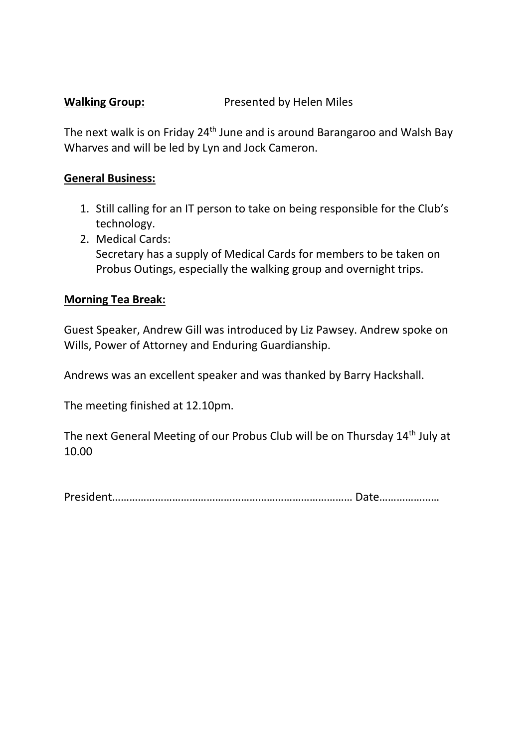**Walking Group:** Presented by Helen Miles

The next walk is on Friday 24th June and is around Barangaroo and Walsh Bay Wharves and will be led by Lyn and Jock Cameron.

**General Business:**

1. Still calling for an IT person to take on being responsible for the Club's technology.
2. Medical Cards:
   Secretary has a supply of Medical Cards for members to be taken on Probus Outings, especially the walking group and overnight trips.

**Morning Tea Break:**

Guest Speaker, Andrew Gill was introduced by Liz Pawsey. Andrew spoke on Wills, Power of Attorney and Enduring Guardianship.

Andrews was an excellent speaker and was thanked by Barry Hackshall.

The meeting finished at 12.10pm.

The next General Meeting of our Probus Club will be on Thursday 14th July at 10.00

President………………………………………………………………………… Date…………………